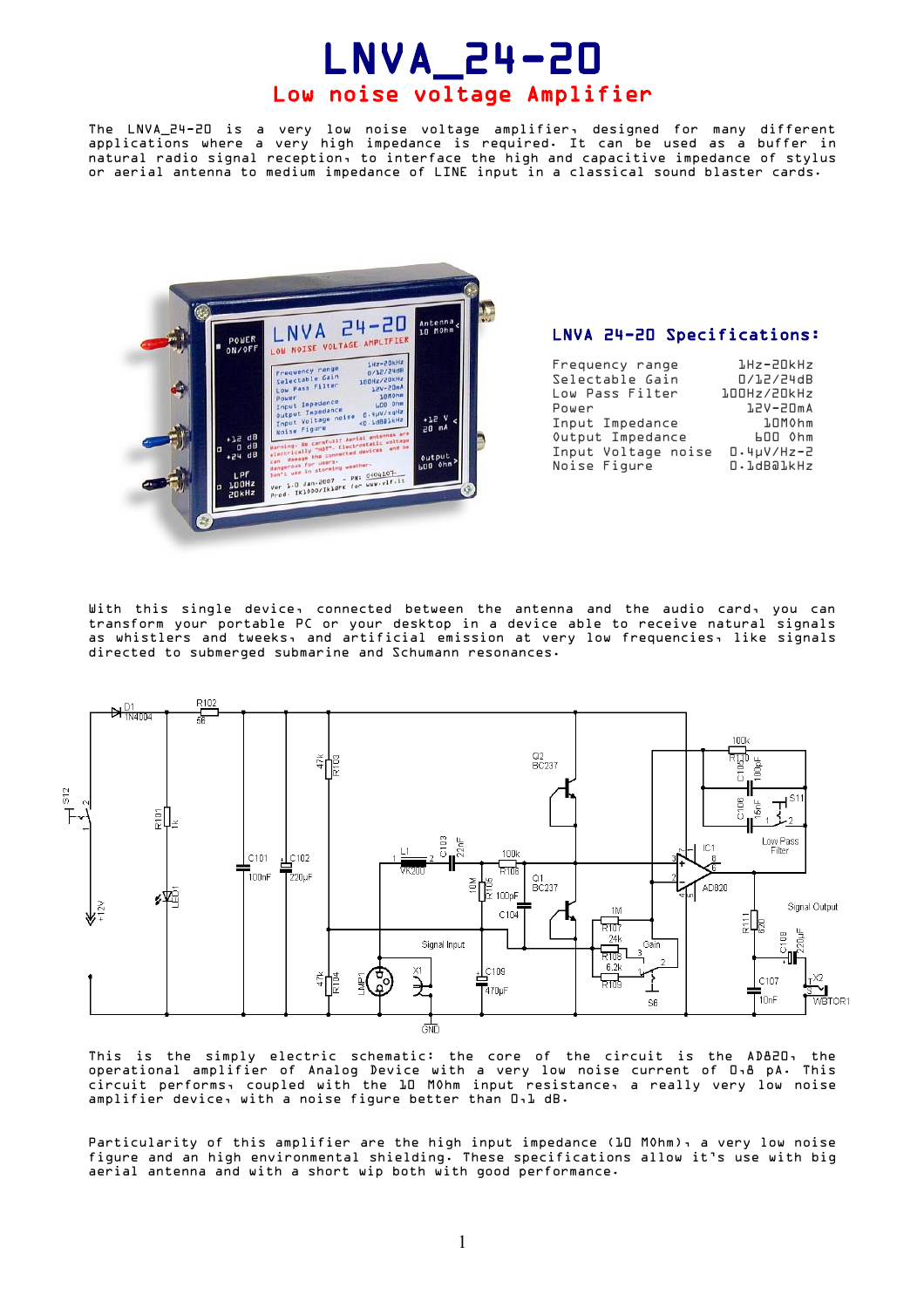# LNVA_24-20

## Low noise voltage Amplifier

The LNVA_24-20 is a very low noise voltage amplifier, designed for many different applications where a very high impedance is required. It can be used as a buffer in natural radio signal reception, to interface the high and capacitive impedance of stylus or aerial antenna to medium impedance of LINE input in a classical sound blaster cards.

### LNVA 24-20 Specifications:

| | |
|---|---|
| Frequency range | 1Hz-20kHz |
| Selectable Gain | 0/12/24dB |
| Low Pass Filter | 100Hz/20kHz |
| Power | 12V-20mA |
| Input Impedance | 10MOhm |
| Output Impedance | 600 Ohm |
| Input Voltage noise | 0.4µV/Hz-2 |
| Noise Figure | 0.1dB@1kHz |

With this single device, connected between the antenna and the audio card, you can transform your portable PC or your desktop in a device able to receive natural signals as whistlers and tweeks, and artificial emission at very low frequencies, like signals directed to submerged submarine and Schumann resonances.

This is the simply electric schematic: the core of the circuit is the AD820, the operational amplifier of Analog Device with a very low noise current of 0,8 pA. This circuit performs, coupled with the 10 MOhm input resistance, a really very low noise amplifier device, with a noise figure better than 0,1 dB.

Particularity of this amplifier are the high input impedance (10 MOhm), a very low noise figure and an high environmental shielding. These specifications allow it's use with big aerial antenna and with a short wip both with good performance.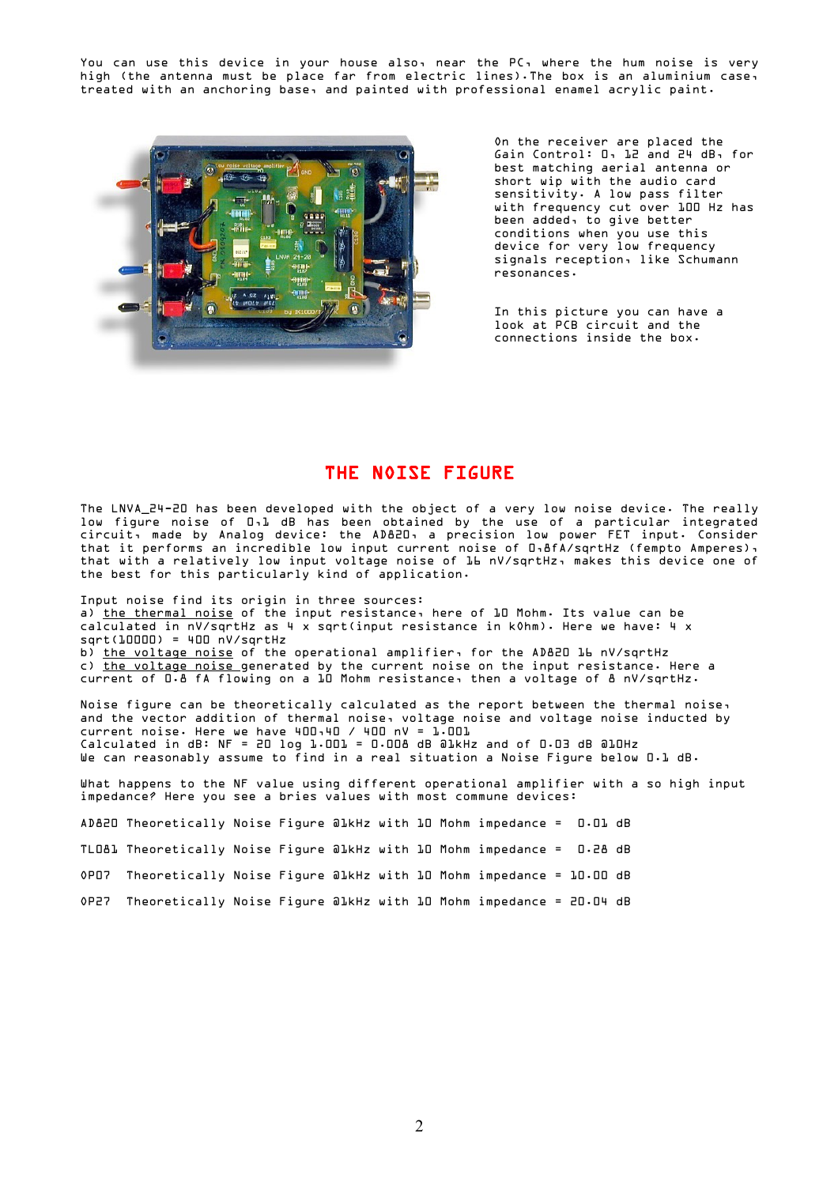You can use this device in your house also, near the PC, where the hum noise is very high (the antenna must be place far from electric lines).The box is an aluminium case, treated with an anchoring base, and painted with professional enamel acrylic paint.

On the receiver are placed the Gain Control: 0, 12 and 24 dB, for best matching aerial antenna or short wip with the audio card sensitivity. A low pass filter with frequency cut over 100 Hz has been added, to give better conditions when you use this device for very low frequency signals reception, like Schumann resonances.

In this picture you can have a look at PCB circuit and the connections inside the box.

## THE NOISE FIGURE

The LNVA_24-20 has been developed with the object of a very low noise device. The really low figure noise of 0,1 dB has been obtained by the use of a particular integrated circuit, made by Analog device: the AD820, a precision low power FET input. Consider that it performs an incredible low input current noise of 0,8fA/sqrtHz (fempto Amperes), that with a relatively low input voltage noise of 16 nV/sqrtHz, makes this device one of the best for this particularly kind of application.

Input noise find its origin in three sources:
a) the thermal noise of the input resistance, here of 10 Mohm. Its value can be calculated in nV/sqrtHz as 4 x sqrt(input resistance in kOhm). Here we have: 4 x sqrt(10000) = 400 nV/sqrtHz
b) the voltage noise of the operational amplifier, for the AD820 16 nV/sqrtHz
c) the voltage noise generated by the current noise on the input resistance. Here a current of 0.8 fA flowing on a 10 Mohm resistance, then a voltage of 8 nV/sqrtHz.

Noise figure can be theoretically calculated as the report between the thermal noise, and the vector addition of thermal noise, voltage noise and voltage noise inducted by current noise. Here we have 400,40 / 400 nV = 1.001
Calculated in dB: NF = 20 log 1.001 = 0.008 dB @1kHz and of 0.03 dB @10Hz
We can reasonably assume to find in a real situation a Noise Figure below 0.1 dB.

What happens to the NF value using different operational amplifier with a so high input impedance? Here you see a bries values with most commune devices:

AD820 Theoretically Noise Figure @1kHz with 10 Mohm impedance = 0.01 dB

TL081 Theoretically Noise Figure @1kHz with 10 Mohm impedance = 0.28 dB

OP07 Theoretically Noise Figure @1kHz with 10 Mohm impedance = 10.00 dB

OP27 Theoretically Noise Figure @1kHz with 10 Mohm impedance = 20.04 dB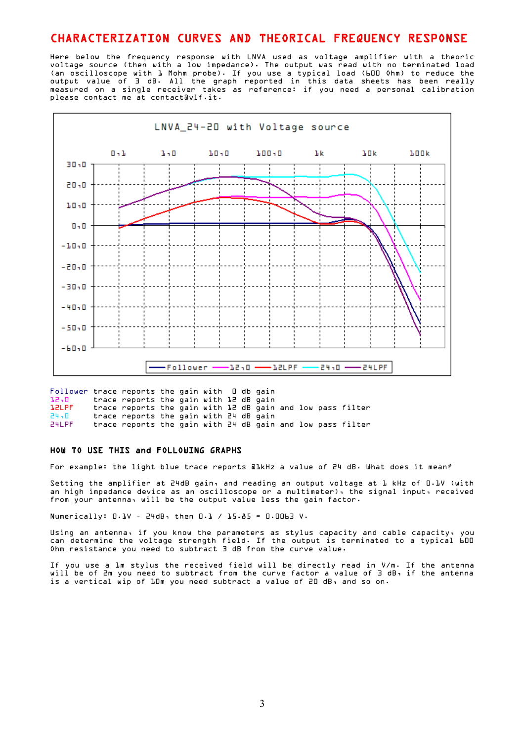# CHARACTERIZATION CURVES AND THEORICAL FREQUENCY RESPONSE

Here below the frequency response with LNVA used as voltage amplifier with a theoric voltage source (then with a low impedance). The output was read with no terminated load (an oscilloscope with 1 Mohm probe). If you use a typical load (600 Ohm) to reduce the output value of 3 dB. All the graph reported in this data sheets has been really measured on a single receiver takes as reference: if you need a personal calibration please contact me at contact@vlf.it.

LNVA_24-20 with Voltage source

Follower trace reports the gain with 0 db gain
12,0 trace reports the gain with 12 dB gain
12LPF trace reports the gain with 12 dB gain and low pass filter
24,0 trace reports the gain with 24 dB gain
24LPF trace reports the gain with 24 dB gain and low pass filter

## HOW TO USE THIS and FOLLOWING GRAPHS

For example: the light blue trace reports @1kHz a value of 24 dB. What does it mean?

Setting the amplifier at 24dB gain, and reading an output voltage at 1 kHz of 0.1V (with an high impedance device as an oscilloscope or a multimeter), the signal input, received from your antenna, will be the output value less the gain factor.

Numerically: 0.1V - 24dB, then 0.1 / 15.85 = 0.0063 V.

Using an antenna, if you know the parameters as stylus capacity and cable capacity, you can determine the voltage strength field. If the output is terminated to a typical 600 Ohm resistance you need to subtract 3 dB from the curve value.

If you use a 1m stylus the received field will be directly read in V/m. If the antenna will be of 2m you need to subtract from the curve factor a value of 3 dB, if the antenna is a vertical wip of 10m you need subtract a value of 20 dB, and so on.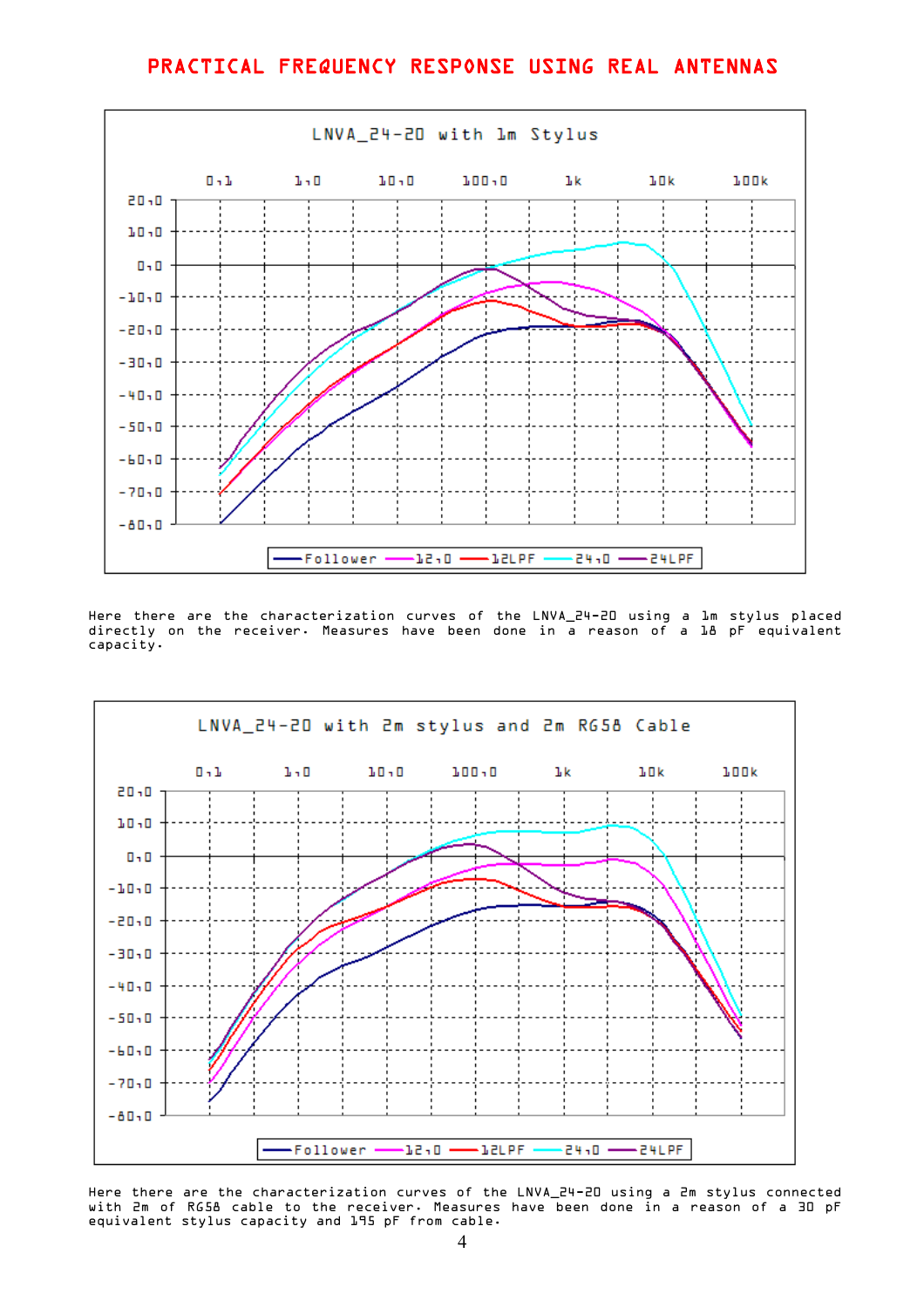# PRACTICAL FREQUENCY RESPONSE USING REAL ANTENNAS

Here there are the characterization curves of the LNVA_24-20 using a 1m stylus placed directly on the receiver. Measures have been done in a reason of a 18 pF equivalent capacity.

Here there are the characterization curves of the LNVA_24-20 using a 2m stylus connected with 2m of RG58 cable to the receiver. Measures have been done in a reason of a 30 pF equivalent stylus capacity and 195 pF from cable.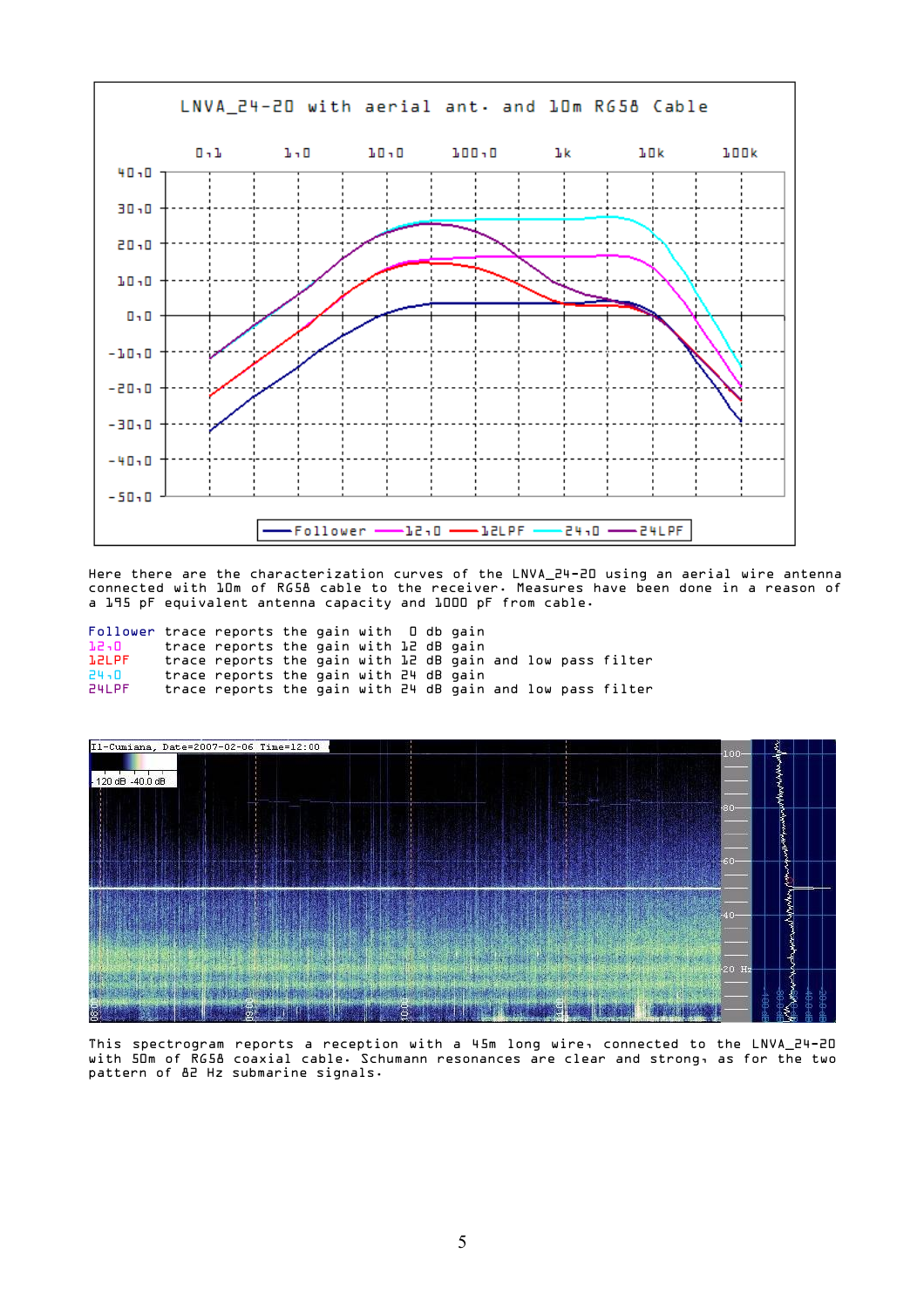Here there are the characterization curves of the LNVA_24-20 using an aerial wire antenna connected with 10m of RG58 cable to the receiver. Measures have been done in a reason of a 195 pF equivalent antenna capacity and 1000 pF from cable.

| | |
|---|---|
| Follower | trace reports the gain with 0 db gain |
| 12,0 | trace reports the gain with 12 dB gain |
| 12LPF | trace reports the gain with 12 dB gain and low pass filter |
| 24,0 | trace reports the gain with 24 dB gain |
| 24LPF | trace reports the gain with 24 dB gain and low pass filter |

This spectrogram reports a reception with a 45m long wire, connected to the LNVA_24-20 with 50m of RG58 coaxial cable. Schumann resonances are clear and strong, as for the two pattern of 82 Hz submarine signals.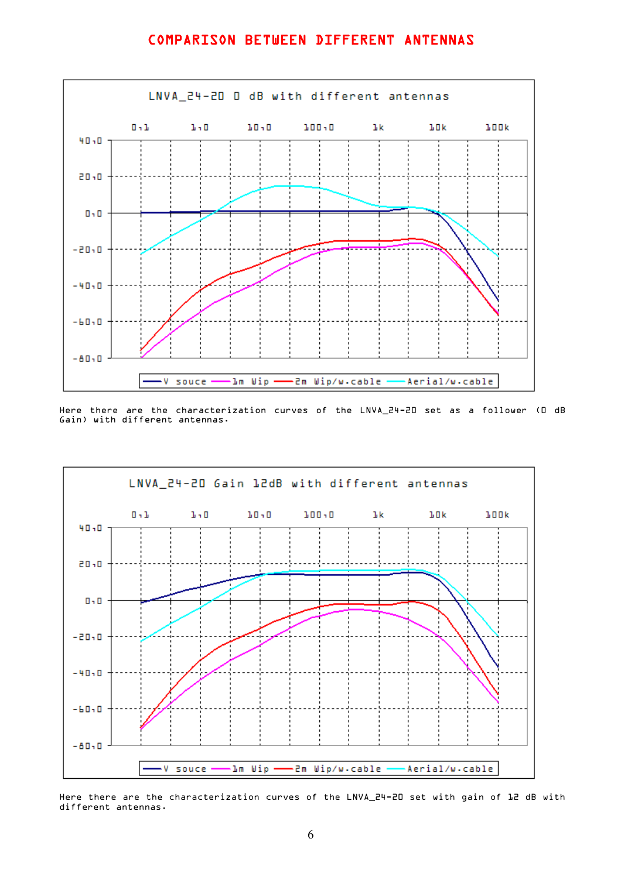# COMPARISON BETWEEN DIFFERENT ANTENNAS

LNVA_24-20 0 dB with different antennas

Here there are the characterization curves of the LNVA_24-20 set as a follower (0 dB Gain) with different antennas.

LNVA_24-20 Gain 12dB with different antennas

Here there are the characterization curves of the LNVA_24-20 set with gain of 12 dB with different antennas.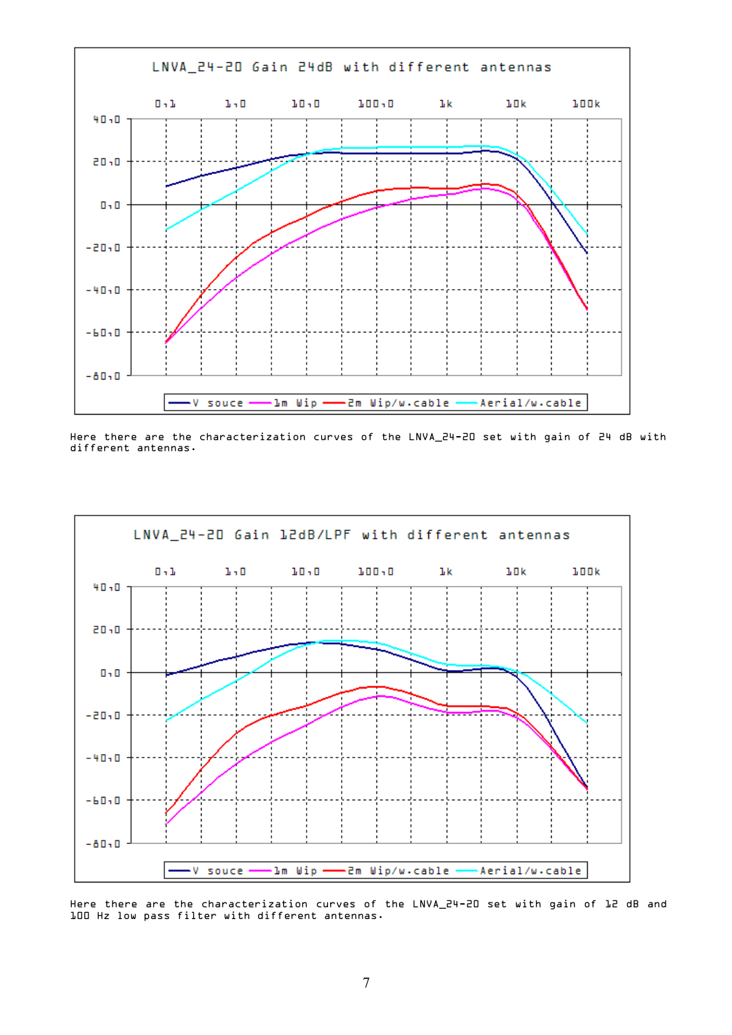LNVA_24-20 Gain 24dB with different antennas

Here there are the characterization curves of the LNVA_24-20 set with gain of 24 dB with different antennas.

LNVA_24-20 Gain 12dB/LPF with different antennas

Here there are the characterization curves of the LNVA_24-20 set with gain of 12 dB and 100 Hz low pass filter with different antennas.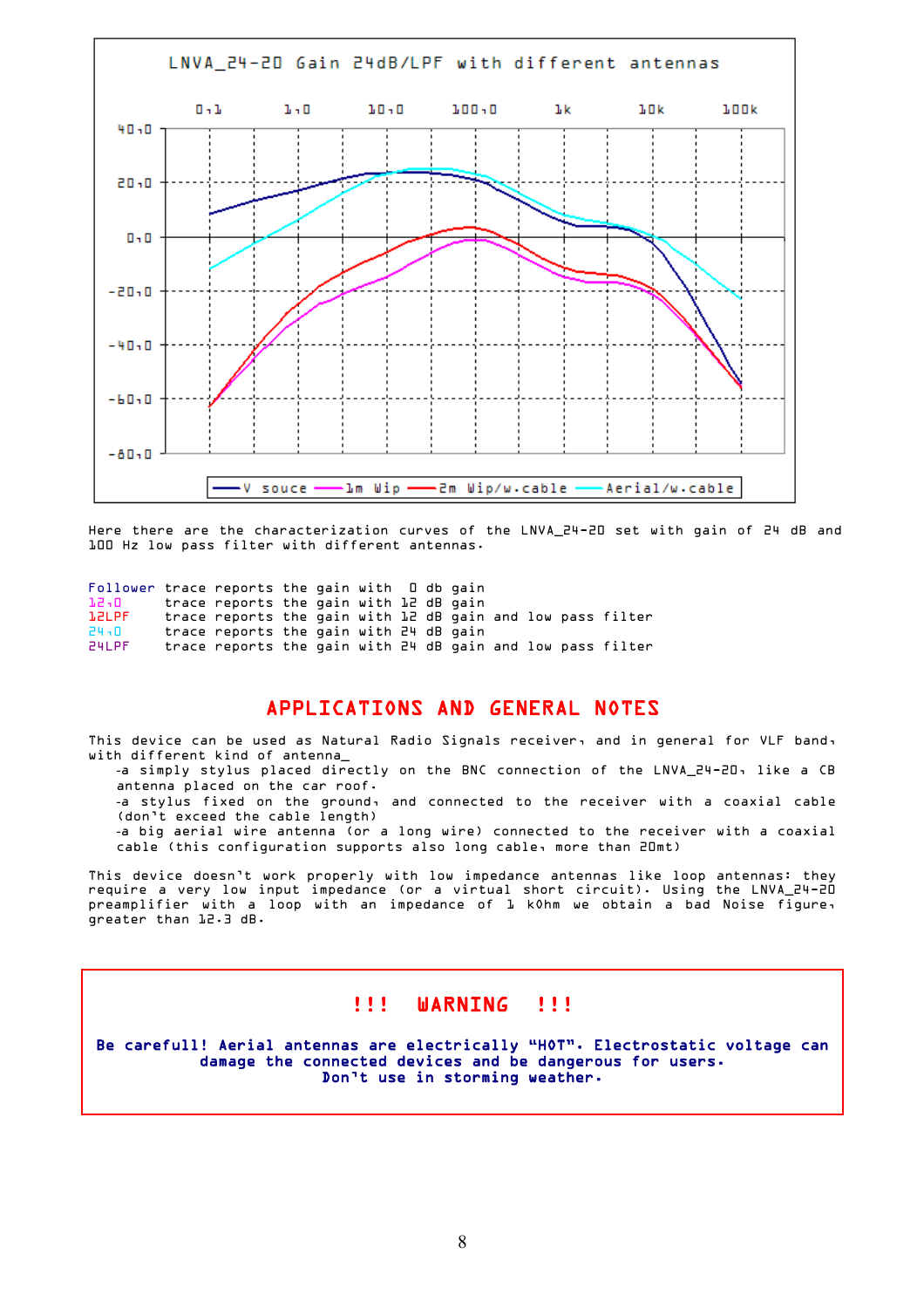LNVA_24-20 Gain 24dB/LPF with different antennas

0,1
1,0
10,0
100,0
1k
10k
100k

40,0
20,0
0,0
-20,0
-40,0
-60,0
-80,0

V souce — 1m Wip — 2m Wip/w.cable — Aerial/w.cable

Here there are the characterization curves of the LNVA_24-20 set with gain of 24 dB and 100 Hz low pass filter with different antennas.

Follower trace reports the gain with 0 db gain
12,0 trace reports the gain with 12 dB gain
12LPF trace reports the gain with 12 dB gain and low pass filter
24,0 trace reports the gain with 24 dB gain
24LPF trace reports the gain with 24 dB gain and low pass filter

## APPLICATIONS AND GENERAL NOTES

This device can be used as Natural Radio Signals receiver, and in general for VLF band, with different kind of antenna_

- -a simply stylus placed directly on the BNC connection of the LNVA_24-20, like a CB antenna placed on the car roof.
- -a stylus fixed on the ground, and connected to the receiver with a coaxial cable (don't exceed the cable length)
- -a big aerial wire antenna (or a long wire) connected to the receiver with a coaxial cable (this configuration supports also long cable, more than 20mt)

This device doesn't work properly with low impedance antennas like loop antennas: they require a very low input impedance (or a virtual short circuit). Using the LNVA_24-20 preamplifier with a loop with an impedance of 1 kOhm we obtain a bad Noise figure, greater than 12.3 dB.

## !!! WARNING !!!

**Be carefull! Aerial antennas are electrically "HOT". Electrostatic voltage can damage the connected devices and be dangerous for users. Don't use in storming weather.**